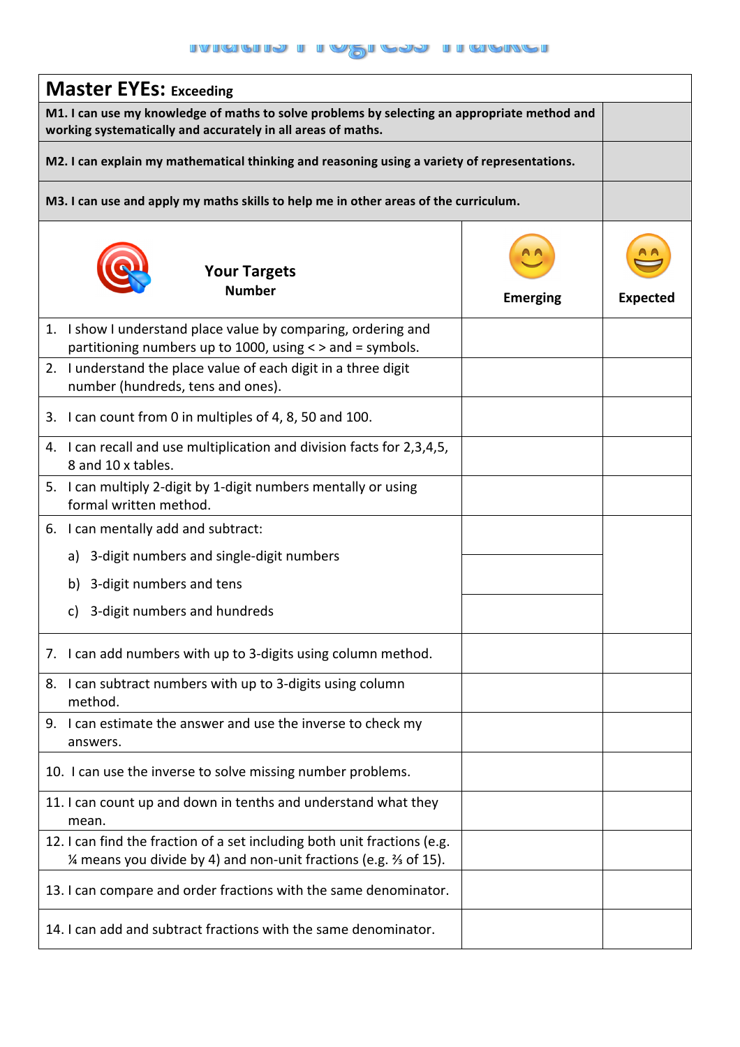# Maths Progress Tracker

| Master EYEs: Exceeding | | |
|---|---|---|
| **M1. I can use my knowledge of maths to solve problems by selecting an appropriate method and working systematically and accurately in all areas of maths.** | | |
| **M2. I can explain my mathematical thinking and reasoning using a variety of representations.** | | |
| **M3. I can use and apply my maths skills to help me in other areas of the curriculum.** | | |
| **Your Targets** **Number** | **Emerging** | **Expected** |
| 1. I show I understand place value by comparing, ordering and partitioning numbers up to 1000, using < > and = symbols. | | |
| 2. I understand the place value of each digit in a three digit number (hundreds, tens and ones). | | |
| 3. I can count from 0 in multiples of 4, 8, 50 and 100. | | |
| 4. I can recall and use multiplication and division facts for 2,3,4,5, 8 and 10 x tables. | | |
| 5. I can multiply 2-digit by 1-digit numbers mentally or using formal written method. | | |
| 6. I can mentally add and subtract: | | |
| a) 3-digit numbers and single-digit numbers | | |
| b) 3-digit numbers and tens | | |
| c) 3-digit numbers and hundreds | | |
| 7. I can add numbers with up to 3-digits using column method. | | |
| 8. I can subtract numbers with up to 3-digits using column method. | | |
| 9. I can estimate the answer and use the inverse to check my answers. | | |
| 10. I can use the inverse to solve missing number problems. | | |
| 11. I can count up and down in tenths and understand what they mean. | | |
| 12. I can find the fraction of a set including both unit fractions (e.g. ¼ means you divide by 4) and non-unit fractions (e.g. ⅔ of 15). | | |
| 13. I can compare and order fractions with the same denominator. | | |
| 14. I can add and subtract fractions with the same denominator. | | |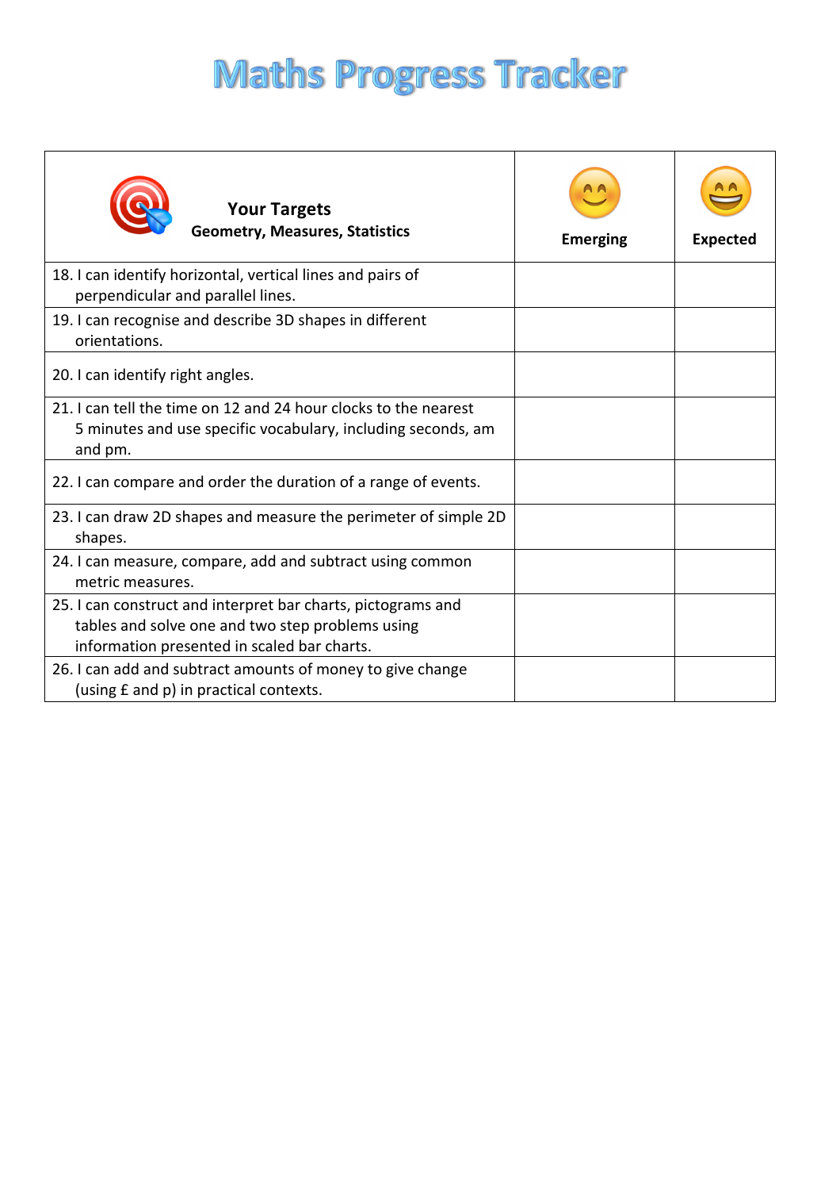# Maths Progress Tracker

| **Your Targets**<br>**Geometry, Measures, Statistics** | **Emerging** | **Expected** |
|---|---|---|
| 18. I can identify horizontal, vertical lines and pairs of perpendicular and parallel lines. | | |
| 19. I can recognise and describe 3D shapes in different orientations. | | |
| 20. I can identify right angles. | | |
| 21. I can tell the time on 12 and 24 hour clocks to the nearest 5 minutes and use specific vocabulary, including seconds, am and pm. | | |
| 22. I can compare and order the duration of a range of events. | | |
| 23. I can draw 2D shapes and measure the perimeter of simple 2D shapes. | | |
| 24. I can measure, compare, add and subtract using common metric measures. | | |
| 25. I can construct and interpret bar charts, pictograms and tables and solve one and two step problems using information presented in scaled bar charts. | | |
| 26. I can add and subtract amounts of money to give change (using £ and p) in practical contexts. | | |